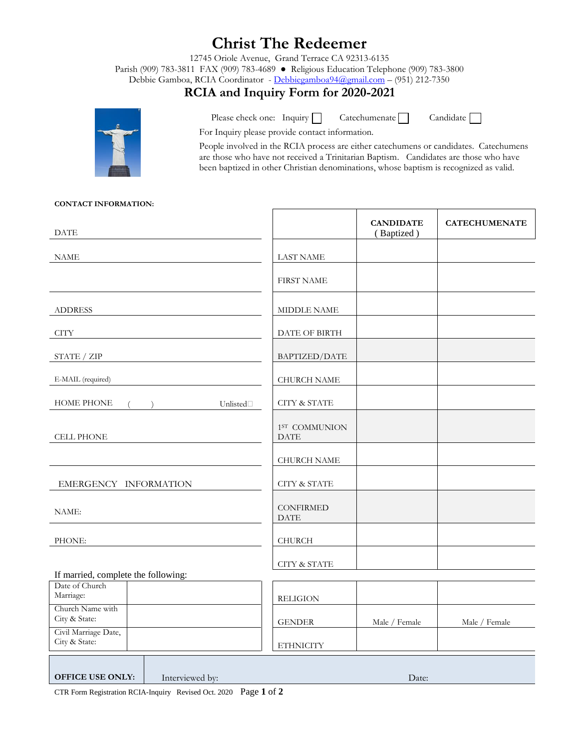# Christ The Redeemer

12745 Oriole Avenue, Grand Terrace CA 92313-6135
Parish (909) 783-3811 FAX (909) 783-4689 ● Religious Education Telephone (909) 783-3800
Debbie Gamboa, RCIA Coordinator - Debbiegamboa94@gmail.com – (951) 212-7350

## RCIA and Inquiry Form for 2020-2021

Please check one: Inquiry ☐ Catechumenate ☐ Candidate ☐

For Inquiry please provide contact information.

People involved in the RCIA process are either catechumens or candidates. Catechumens are those who have not received a Trinitarian Baptism. Candidates are those who have been baptized in other Christian denominations, whose baptism is recognized as valid.

**CONTACT INFORMATION:**

DATE ______________________

NAME ______________________

______________________

ADDRESS ______________________

CITY ______________________

STATE / ZIP ______________________

E-MAIL (required) ______________________

HOME PHONE ( ) Unlisted☐

CELL PHONE ______________________

______________________

EMERGENCY INFORMATION

NAME: ______________________

PHONE: ______________________

| | CANDIDATE ( Baptized ) | CATECHUMENATE |
|---|---|---|
| LAST NAME | | |
| FIRST NAME | | |
| MIDDLE NAME | | |
| DATE OF BIRTH | | |
| BAPTIZED/DATE | | |
| CHURCH NAME | | |
| CITY & STATE | | |
| 1ST COMMUNION DATE | | |
| CHURCH NAME | | |
| CITY & STATE | | |
| CONFIRMED DATE | | |
| CHURCH | | |
| CITY & STATE | | |
| RELIGION | | |
| GENDER | Male / Female | Male / Female |
| ETHNICITY | | |

If married, complete the following:

| | |
|---|---|
| Date of Church Marriage: | |
| Church Name with City & State: | |
| Civil Marriage Date, City & State: | |

| OFFICE USE ONLY: | Interviewed by: | Date: |
|---|---|---|

CTR Form Registration RCIA-Inquiry Revised Oct. 2020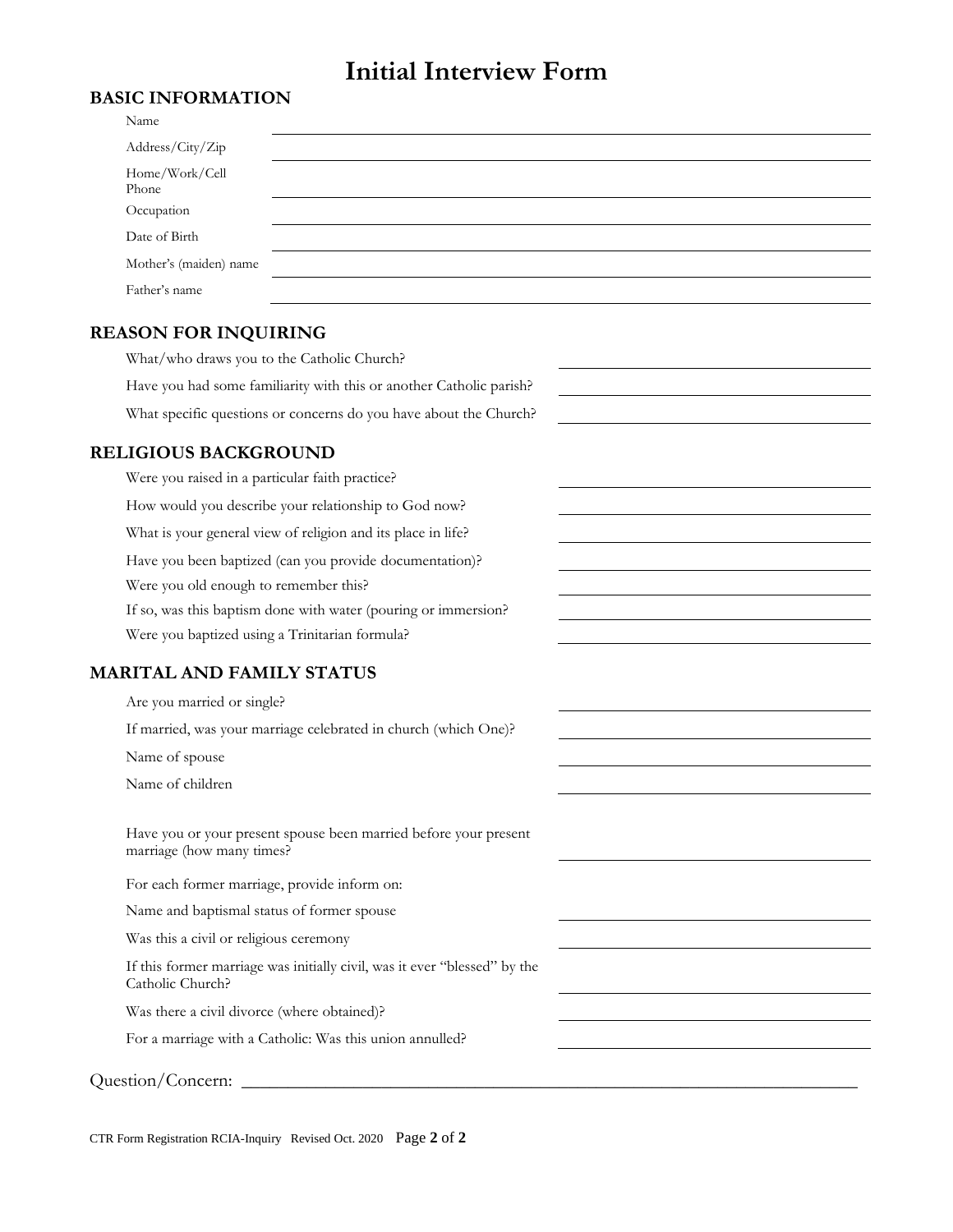# Initial Interview Form

## BASIC INFORMATION

Name ______________________________

Address/City/Zip ______________________________

Home/Work/Cell Phone ______________________________

Occupation ______________________________

Date of Birth ______________________________

Mother's (maiden) name ______________________________

Father's name ______________________________

## REASON FOR INQUIRING

What/who draws you to the Catholic Church? ______________________________

Have you had some familiarity with this or another Catholic parish? ______________________________

What specific questions or concerns do you have about the Church? ______________________________

## RELIGIOUS BACKGROUND

Were you raised in a particular faith practice? ______________________________

How would you describe your relationship to God now? ______________________________

What is your general view of religion and its place in life? ______________________________

Have you been baptized (can you provide documentation)? ______________________________

Were you old enough to remember this? ______________________________

If so, was this baptism done with water (pouring or immersion? ______________________________

Were you baptized using a Trinitarian formula? ______________________________

## MARITAL AND FAMILY STATUS

Are you married or single? ______________________________

If married, was your marriage celebrated in church (which One)? ______________________________

Name of spouse ______________________________

Name of children ______________________________

Have you or your present spouse been married before your present marriage (how many times? ______________________________

For each former marriage, provide inform on:

Name and baptismal status of former spouse ______________________________

Was this a civil or religious ceremony ______________________________

If this former marriage was initially civil, was it ever "blessed" by the Catholic Church? ______________________________

Was there a civil divorce (where obtained)? ______________________________

For a marriage with a Catholic: Was this union annulled? ______________________________

Question/Concern: ______________________________________________________________

CTR Form Registration RCIA-Inquiry Revised Oct. 2020